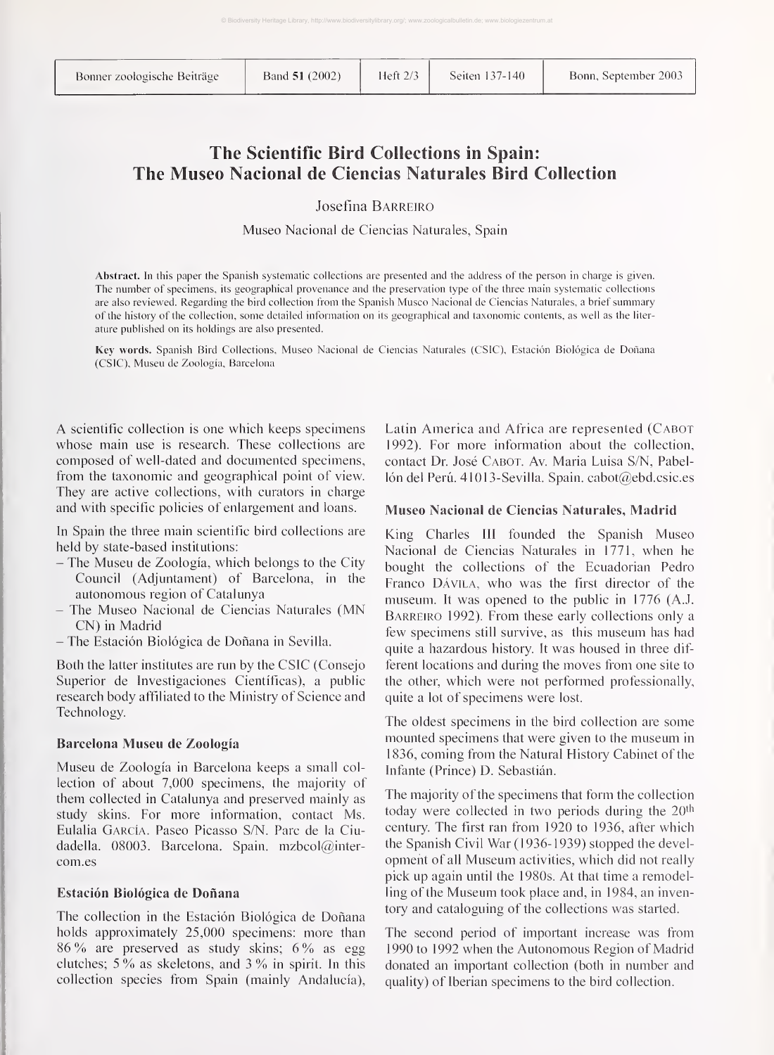# The Scientific Bird Collections in Spain: The Museo Nacional de Ciencias Naturales Bird Collection

Josefina BARREIRO

Museo Nacional de Ciencias Naturales, Spain

**Abstract.** In this paper the Spanish systematic collections are presented and the address of the person in charge is given. The number of specimens, its geographical provenance and the preservation type of the three main systematic collections are also reviewed. Regarding the bird collection from the Spanish Museo Nacional de Ciencias Naturales, a brief summary of the history of the collection, some detailed information on its geographical and taxonomic contents, as well as the literature published on its holdings are also presented.

**Key words.** Spanish Bird Collections, Museo Nacional de Ciencias Naturales (CSIC), Estación Biológica de Doñana (CSIC), Museu de Zoología, Barcelona

A scientific collection is one which keeps specimens whose main use is research. These collections are composed of well-dated and documented specimens, from the taxonomic and geographical point of view. They are active collections, with curators in charge and with specific policies of enlargement and loans.

In Spain the three main scientific bird collections are held by state-based institutions:

- The Museu de Zoología, which belongs to the City Council (Adjuntament) of Barcelona, in the autonomous region of Catalunya
- The Museo Nacional de Ciencias Naturales (MNCN) in Madrid
- The Estación Biológica de Doñana in Sevilla.

Both the latter institutes are run by the CSIC (Consejo Superior de Investigaciones Científicas), a public research body affiliated to the Ministry of Science and Technology.

### Barcelona Museu de Zoología

Museu de Zoología in Barcelona keeps a small collection of about 7,000 specimens, the majority of them collected in Catalunya and preserved mainly as study skins. For more information, contact Ms. Eulalia GARCÍA. Paseo Picasso S/N. Parc de la Ciudadella. 08003. Barcelona. Spain. mzbcol@intercom.es

### Estación Biológica de Doñana

The collection in the Estación Biológica de Doñana holds approximately 25,000 specimens: more than 86 % are preserved as study skins; 6 % as egg clutches; 5 % as skeletons, and 3 % in spirit. In this collection species from Spain (mainly Andalucía), Latin America and Africa are represented (CABOT 1992). For more information about the collection, contact Dr. José CABOT. Av. Maria Luisa S/N, Pabellón del Perú. 41013-Sevilla. Spain. cabot@ebd.csic.es

### Museo Nacional de Ciencias Naturales, Madrid

King Charles III founded the Spanish Museo Nacional de Ciencias Naturales in 1771, when he bought the collections of the Ecuadorian Pedro Franco DÁVILA, who was the first director of the museum. It was opened to the public in 1776 (A.J. BARREIRO 1992). From these early collections only a few specimens still survive, as this museum has had quite a hazardous history. It was housed in three different locations and during the moves from one site to the other, which were not performed professionally, quite a lot of specimens were lost.

The oldest specimens in the bird collection are some mounted specimens that were given to the museum in 1836, coming from the Natural History Cabinet of the Infante (Prince) D. Sebastián.

The majority of the specimens that form the collection today were collected in two periods during the 20th century. The first ran from 1920 to 1936, after which the Spanish Civil War (1936-1939) stopped the development of all Museum activities, which did not really pick up again until the 1980s. At that time a remodelling of the Museum took place and, in 1984, an inventory and cataloguing of the collections was started.

The second period of important increase was from 1990 to 1992 when the Autonomous Region of Madrid donated an important collection (both in number and quality) of Iberian specimens to the bird collection.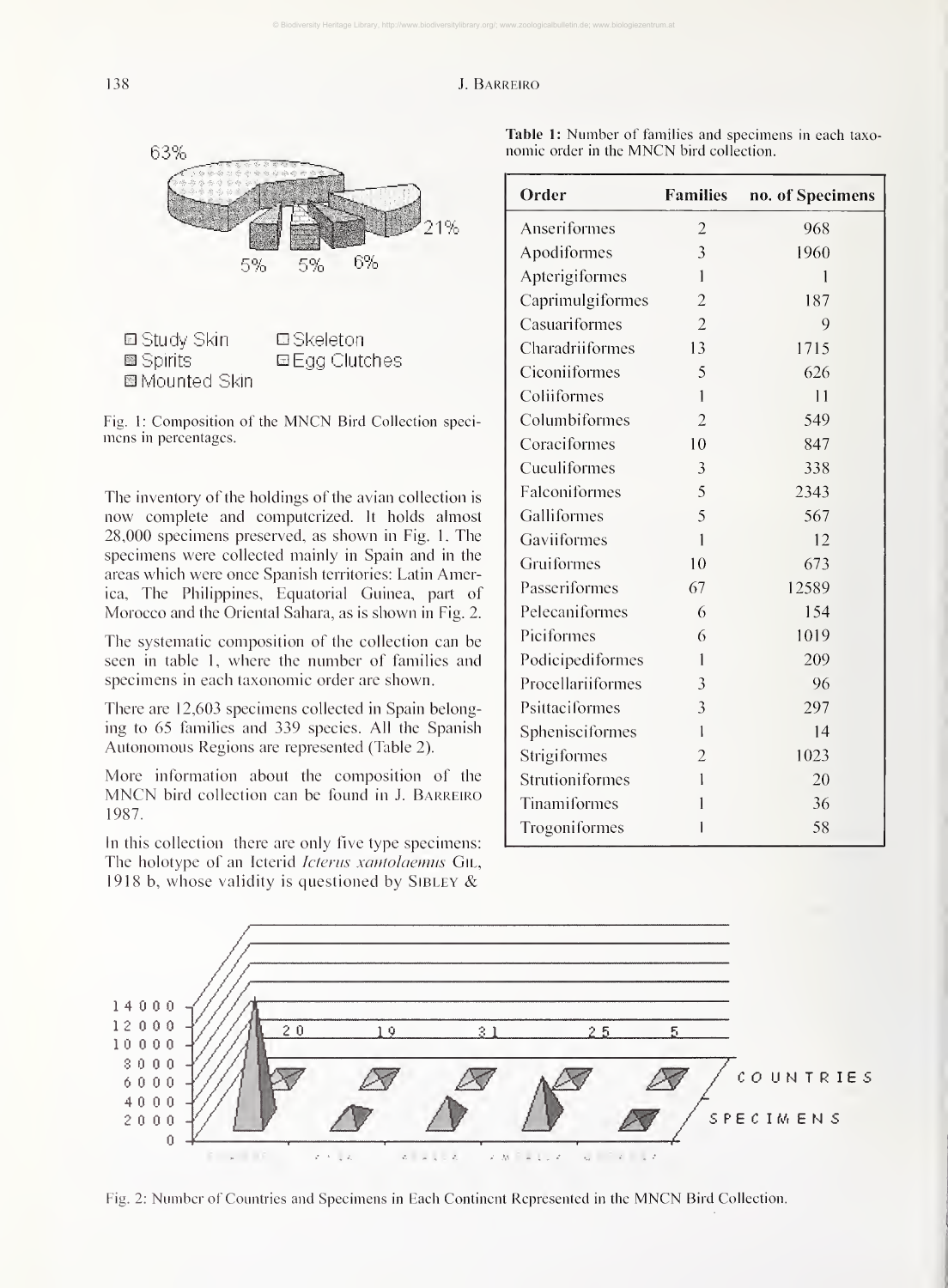Fig. 1: Composition of the MNCN Bird Collection specimens in percentages.

The inventory of the holdings of the avian collection is now complete and computerized. It holds almost 28,000 specimens preserved, as shown in Fig. 1. The specimens were collected mainly in Spain and in the areas which were once Spanish territories: Latin America, The Philippines, Equatorial Guinea, part of Morocco and the Oriental Sahara, as is shown in Fig. 2.

The systematic composition of the collection can be seen in table 1, where the number of families and specimens in each taxonomic order are shown.

There are 12,603 specimens collected in Spain belonging to 65 families and 339 species. All the Spanish Autonomous Regions are represented (Table 2).

More information about the composition of the MNCN bird collection can be found in J. Barreiro 1987.

In this collection there are only five type specimens: The holotype of an Icterid *Icterus xantolaemus* Gil, 1918 b, whose validity is questioned by Sibley &

**Table 1:** Number of families and specimens in each taxonomic order in the MNCN bird collection.

| Order | Families | no. of Specimens |
|---|---|---|
| Anseriformes | 2 | 968 |
| Apodiformes | 3 | 1960 |
| Apterigiformes | 1 | 1 |
| Caprimulgiformes | 2 | 187 |
| Casuariformes | 2 | 9 |
| Charadriiformes | 13 | 1715 |
| Ciconiiformes | 5 | 626 |
| Coliiformes | 1 | 11 |
| Columbiformes | 2 | 549 |
| Coraciformes | 10 | 847 |
| Cuculiformes | 3 | 338 |
| Falconiformes | 5 | 2343 |
| Galliformes | 5 | 567 |
| Gaviiformes | 1 | 12 |
| Gruiformes | 10 | 673 |
| Passeriformes | 67 | 12589 |
| Pelecaniformes | 6 | 154 |
| Piciformes | 6 | 1019 |
| Podicipediformes | 1 | 209 |
| Procellariiformes | 3 | 96 |
| Psittaciformes | 3 | 297 |
| Sphenisciformes | 1 | 14 |
| Strigiformes | 2 | 1023 |
| Strutioniformes | 1 | 20 |
| Tinamiformes | 1 | 36 |
| Trogoniformes | 1 | 58 |

Fig. 2: Number of Countries and Specimens in Each Continent Represented in the MNCN Bird Collection.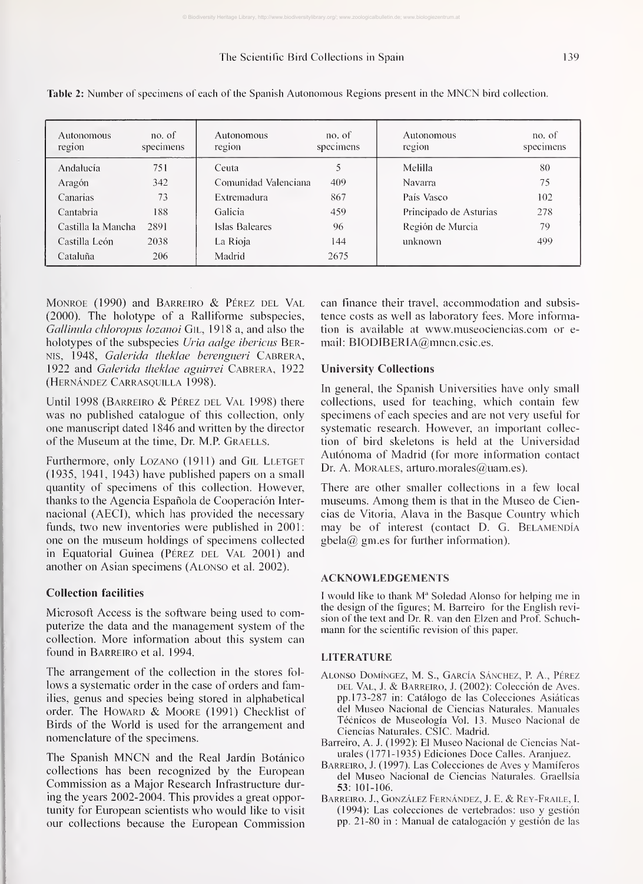**Table 2:** Number of specimens of each of the Spanish Autonomous Regions present in the MNCN bird collection.

| Autonomous region | no. of specimens | Autonomous region | no. of specimens | Autonomous region | no. of specimens |
|---|---|---|---|---|---|
| Andalucía | 751 | Ceuta | 5 | Melilla | 80 |
| Aragón | 342 | Comunidad Valenciana | 409 | Navarra | 75 |
| Canarias | 73 | Extremadura | 867 | País Vasco | 102 |
| Cantabria | 188 | Galicia | 459 | Principado de Asturias | 278 |
| Castilla la Mancha | 2891 | Islas Baleares | 96 | Región de Murcia | 79 |
| Castilla León | 2038 | La Rioja | 144 | unknown | 499 |
| Cataluña | 206 | Madrid | 2675 | | |

Monroe (1990) and Barreiro & Pérez del Val (2000). The holotype of a Ralliforme subspecies, *Gallinula chloropus lozanoi* Gil, 1918 a, and also the holotypes of the subspecies *Uria aalge ibericus* Bernis, 1948, *Galerida theklae berengueri* Cabrera, 1922 and *Galerida theklae aguirrei* Cabrera, 1922 (Hernández Carrasquilla 1998).

Until 1998 (Barreiro & Pérez del Val 1998) there was no published catalogue of this collection, only one manuscript dated 1846 and written by the director of the Museum at the time, Dr. M.P. Graells.

Furthermore, only Lozano (1911) and Gil Lletget (1935, 1941, 1943) have published papers on a small quantity of specimens of this collection. However, thanks to the Agencia Española de Cooperación Internacional (AECI), which has provided the necessary funds, two new inventories were published in 2001: one on the museum holdings of specimens collected in Equatorial Guinea (Pérez del Val 2001) and another on Asian specimens (Alonso et al. 2002).

### Collection facilities

Microsoft Access is the software being used to computerize the data and the management system of the collection. More information about this system can found in Barreiro et al. 1994.

The arrangement of the collection in the stores follows a systematic order in the case of orders and families, genus and species being stored in alphabetical order. The Howard & Moore (1991) Checklist of Birds of the World is used for the arrangement and nomenclature of the specimens.

The Spanish MNCN and the Real Jardín Botánico collections has been recognized by the European Commission as a Major Research Infrastructure during the years 2002-2004. This provides a great opportunity for European scientists who would like to visit our collections because the European Commission can finance their travel, accommodation and subsistence costs as well as laboratory fees. More information is available at www.museociencias.com or e-mail: BIODIBERIA@mncn.csic.es.

### University Collections

In general, the Spanish Universities have only small collections, used for teaching, which contain few specimens of each species and are not very useful for systematic research. However, an important collection of bird skeletons is held at the Universidad Autónoma of Madrid (for more information contact Dr. A. Morales, arturo.morales@uam.es).

There are other smaller collections in a few local museums. Among them is that in the Museo de Ciencias de Vitoria, Alava in the Basque Country which may be of interest (contact D. G. Belamendía gbela@ gm.es for further information).

## ACKNOWLEDGEMENTS

I would like to thank Mª Soledad Alonso for helping me in the design of the figures; M. Barreiro for the English revision of the text and Dr. R. van den Elzen and Prof. Schuchmann for the scientific revision of this paper.

## LITERATURE

Alonso Domínguez, M. S., García Sánchez, P. A., Pérez del Val, J. & Barreiro, J. (2002): Colección de Aves. pp.173-287 in: Catálogo de las Colecciones Asiáticas del Museo Nacional de Ciencias Naturales. Manuales Técnicos de Museología Vol. 13. Museo Nacional de Ciencias Naturales. CSIC. Madrid.

Barreiro, A. J. (1992): El Museo Nacional de Ciencias Naturales (1771-1935) Ediciones Doce Calles. Aranjuez.

Barreiro, J. (1997). Las Colecciones de Aves y Mamíferos del Museo Nacional de Ciencias Naturales. Graellsia **53**: 101-106.

Barreiro. J., González Fernández, J. E. & Rey-Fraile, I. (1994): Las colecciones de vertebrados: uso y gestión pp. 21-80 in : Manual de catalogación y gestión de las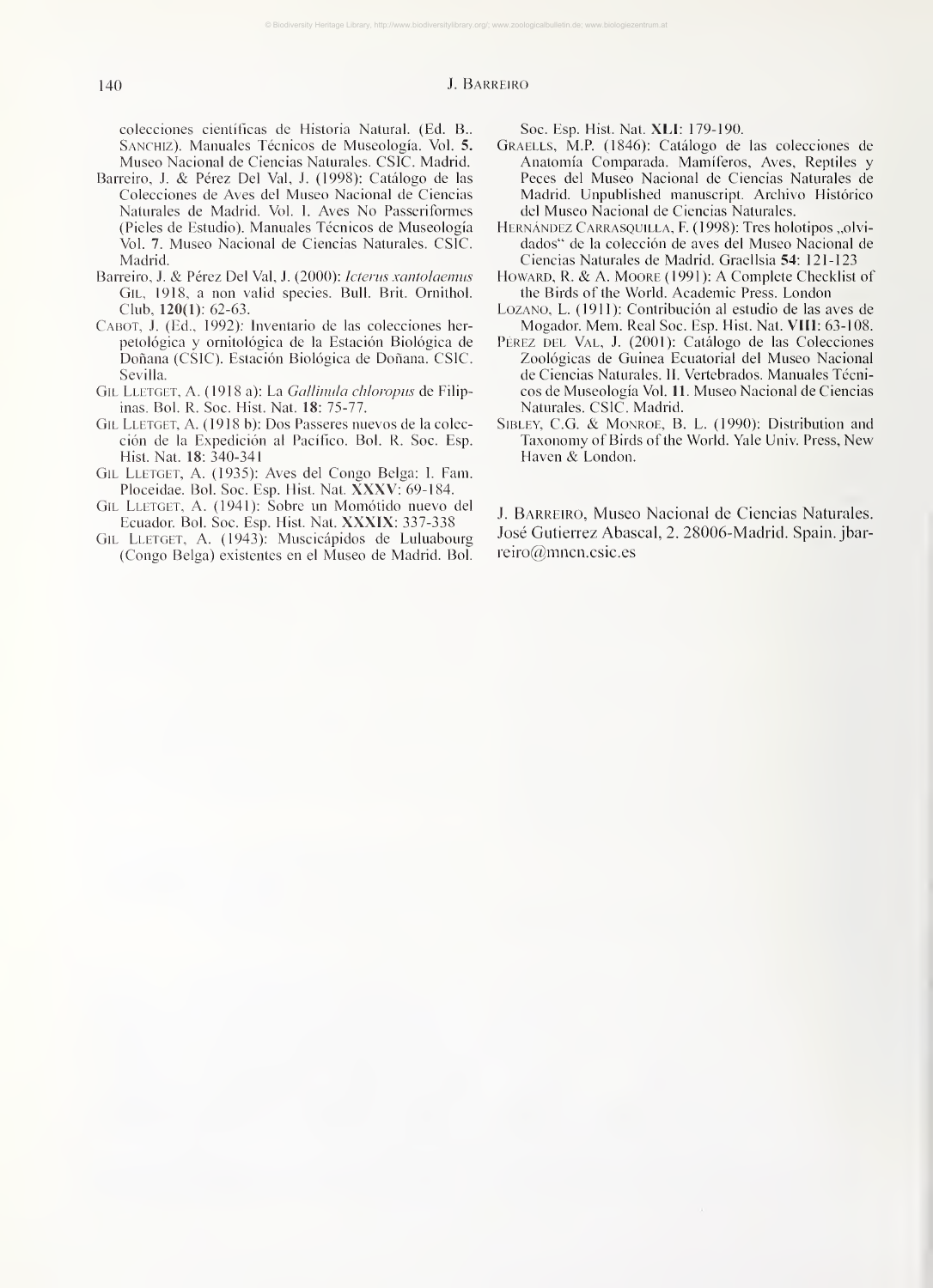colecciones científicas de Historia Natural. (Ed. B.. Sanchiz). Manuales Técnicos de Museología. Vol. **5.** Museo Nacional de Ciencias Naturales. CSIC. Madrid.

Barreiro, J. & Pérez Del Val, J. (1998): Catálogo de las Colecciones de Aves del Museo Nacional de Ciencias Naturales de Madrid. Vol. 1. Aves No Passeriformes (Pieles de Estudio). Manuales Técnicos de Museología Vol. **7**. Museo Nacional de Ciencias Naturales. CSIC. Madrid.

Barreiro, J. & Pérez Del Val, J. (2000): *Icterus xantolaemus* Gil, 1918, a non valid species. Bull. Brit. Ornithol. Club, **120(1)**: 62-63.

Cabot, J. (Ed., 1992): Inventario de las colecciones herpetológica y ornitológica de la Estación Biológica de Doñana (CSIC). Estación Biológica de Doñana. CSIC. Sevilla.

Gil Lletget, A. (1918 a): La *Gallinula chloropus* de Filipinas. Bol. R. Soc. Hist. Nat. **18**: 75-77.

Gil Lletget, A. (1918 b): Dos Passeres nuevos de la colección de la Expedición al Pacífico. Bol. R. Soc. Esp. Hist. Nat. **18**: 340-341

Gil Lletget, A. (1935): Aves del Congo Belga: I. Fam. Ploceidae. Bol. Soc. Esp. Hist. Nat. **XXXV**: 69-184.

Gil Lletget, A. (1941): Sobre un Momótido nuevo del Ecuador. Bol. Soc. Esp. Hist. Nat. **XXXIX**: 337-338

Gil Lletget, A. (1943): Muscicápidos de Luluabourg (Congo Belga) existentes en el Museo de Madrid. Bol. Soc. Esp. Hist. Nat. **XLI**: 179-190.

Graells, M.P. (1846): Catálogo de las colecciones de Anatomía Comparada. Mamíferos, Aves, Reptiles y Peces del Museo Nacional de Ciencias Naturales de Madrid. Unpublished manuscript. Archivo Histórico del Museo Nacional de Ciencias Naturales.

Hernández Carrasquilla, F. (1998): Tres holotipos „olvidados" de la colección de aves del Museo Nacional de Ciencias Naturales de Madrid. Graellsia **54**: 121-123

Howard, R. & A. Moore (1991): A Complete Checklist of the Birds of the World. Academic Press. London

Lozano, L. (1911): Contribución al estudio de las aves de Mogador. Mem. Real Soc. Esp. Hist. Nat. **VIII**: 63-108.

Pérez del Val, J. (2001): Catálogo de las Colecciones Zoológicas de Guinea Ecuatorial del Museo Nacional de Ciencias Naturales. II. Vertebrados. Manuales Técnicos de Museología Vol. **11**. Museo Nacional de Ciencias Naturales. CSIC. Madrid.

Sibley, C.G. & Monroe, B. L. (1990): Distribution and Taxonomy of Birds of the World. Yale Univ. Press, New Haven & London.

J. Barreiro, Museo Nacional de Ciencias Naturales. José Gutierrez Abascal, 2. 28006-Madrid. Spain. jbarreiro@mncn.csic.es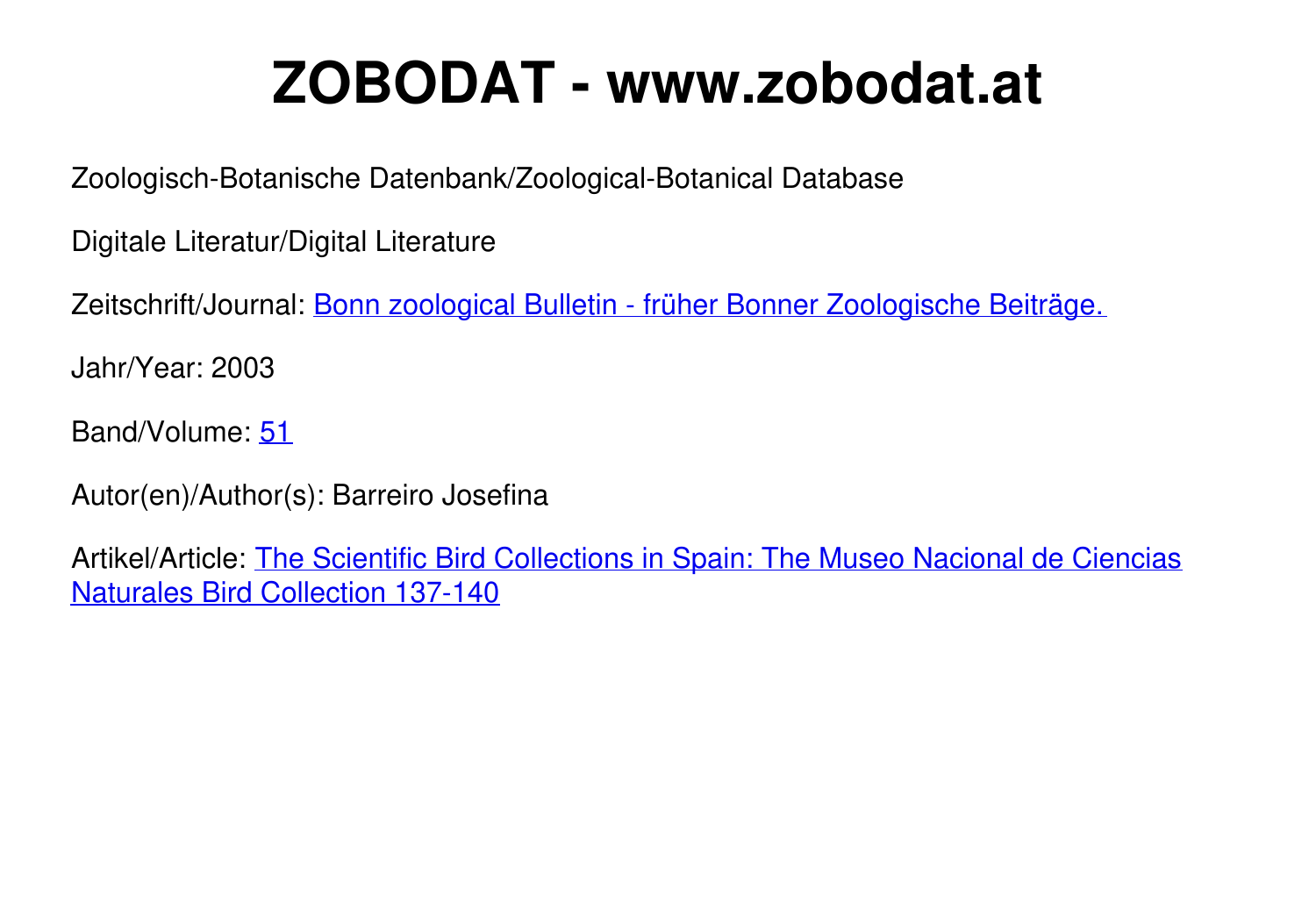# ZOBODAT - www.zobodat.at

Zoologisch-Botanische Datenbank/Zoological-Botanical Database

Digitale Literatur/Digital Literature

Zeitschrift/Journal: Bonn zoological Bulletin - früher Bonner Zoologische Beiträge.

Jahr/Year: 2003

Band/Volume: 51

Autor(en)/Author(s): Barreiro Josefina

Artikel/Article: The Scientific Bird Collections in Spain: The Museo Nacional de Ciencias Naturales Bird Collection 137-140